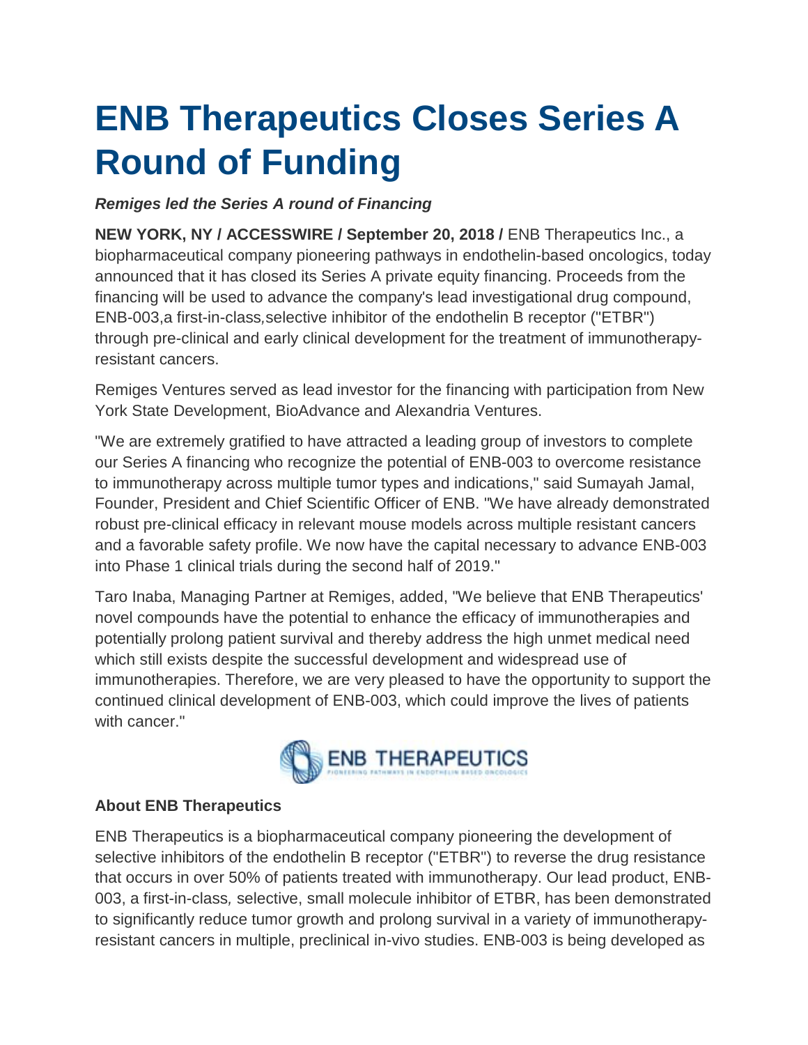# ENB Therapeutics Closes Series A Round of Funding

***Remiges led the Series A round of Financing***

**NEW YORK, NY / ACCESSWIRE / September 20, 2018 /** ENB Therapeutics Inc., a biopharmaceutical company pioneering pathways in endothelin-based oncologics, today announced that it has closed its Series A private equity financing. Proceeds from the financing will be used to advance the company's lead investigational drug compound, ENB-003,a first-in-class*,*selective inhibitor of the endothelin B receptor ("ETBR") through pre-clinical and early clinical development for the treatment of immunotherapy-resistant cancers.

Remiges Ventures served as lead investor for the financing with participation from New York State Development, BioAdvance and Alexandria Ventures.

"We are extremely gratified to have attracted a leading group of investors to complete our Series A financing who recognize the potential of ENB-003 to overcome resistance to immunotherapy across multiple tumor types and indications," said Sumayah Jamal, Founder, President and Chief Scientific Officer of ENB. "We have already demonstrated robust pre-clinical efficacy in relevant mouse models across multiple resistant cancers and a favorable safety profile. We now have the capital necessary to advance ENB-003 into Phase 1 clinical trials during the second half of 2019."

Taro Inaba, Managing Partner at Remiges, added, "We believe that ENB Therapeutics' novel compounds have the potential to enhance the efficacy of immunotherapies and potentially prolong patient survival and thereby address the high unmet medical need which still exists despite the successful development and widespread use of immunotherapies. Therefore, we are very pleased to have the opportunity to support the continued clinical development of ENB-003, which could improve the lives of patients with cancer."

ENB THERAPEUTICS
PIONEERING PATHWAYS IN ENDOTHELIN BASED ONCOLOGICS

**About ENB Therapeutics**

ENB Therapeutics is a biopharmaceutical company pioneering the development of selective inhibitors of the endothelin B receptor ("ETBR") to reverse the drug resistance that occurs in over 50% of patients treated with immunotherapy. Our lead product, ENB-003, a first-in-class*,* selective, small molecule inhibitor of ETBR, has been demonstrated to significantly reduce tumor growth and prolong survival in a variety of immunotherapy-resistant cancers in multiple, preclinical in-vivo studies. ENB-003 is being developed as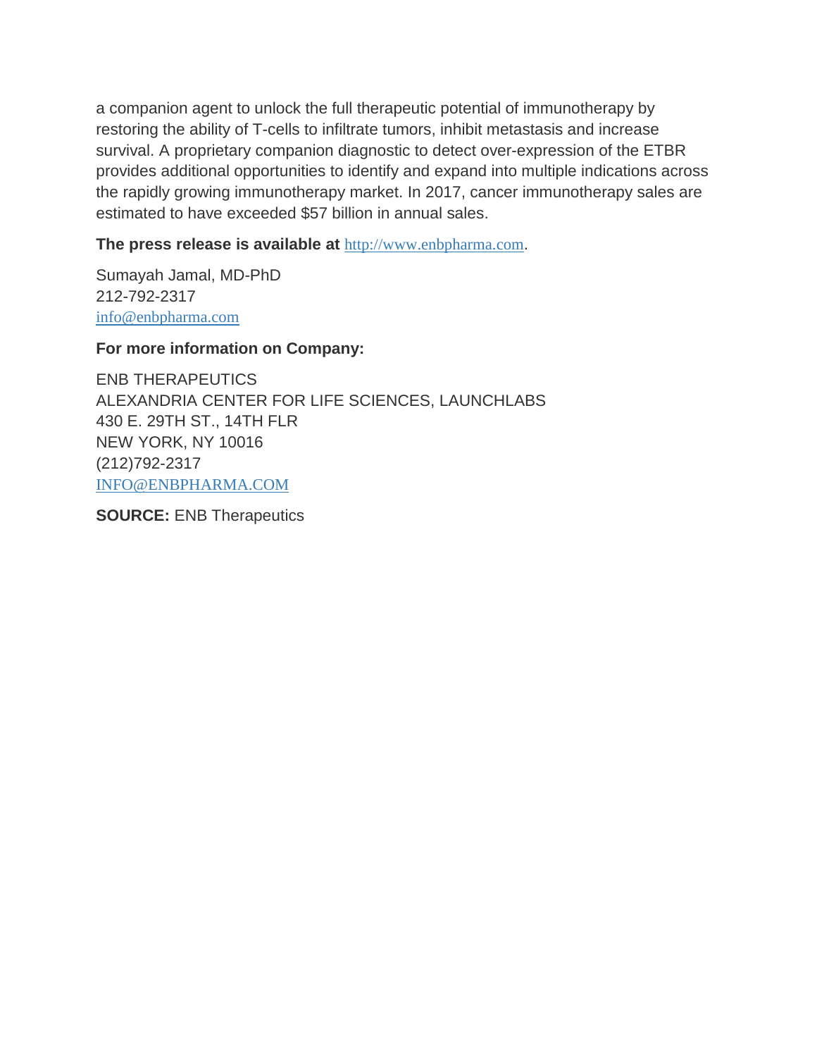a companion agent to unlock the full therapeutic potential of immunotherapy by restoring the ability of T-cells to infiltrate tumors, inhibit metastasis and increase survival. A proprietary companion diagnostic to detect over-expression of the ETBR provides additional opportunities to identify and expand into multiple indications across the rapidly growing immunotherapy market. In 2017, cancer immunotherapy sales are estimated to have exceeded $57 billion in annual sales.

**The press release is available at** http://www.enbpharma.com.

Sumayah Jamal, MD-PhD
212-792-2317
info@enbpharma.com

**For more information on Company:**

ENB THERAPEUTICS
ALEXANDRIA CENTER FOR LIFE SCIENCES, LAUNCHLABS
430 E. 29TH ST., 14TH FLR
NEW YORK, NY 10016
(212)792-2317
INFO@ENBPHARMA.COM

**SOURCE:** ENB Therapeutics